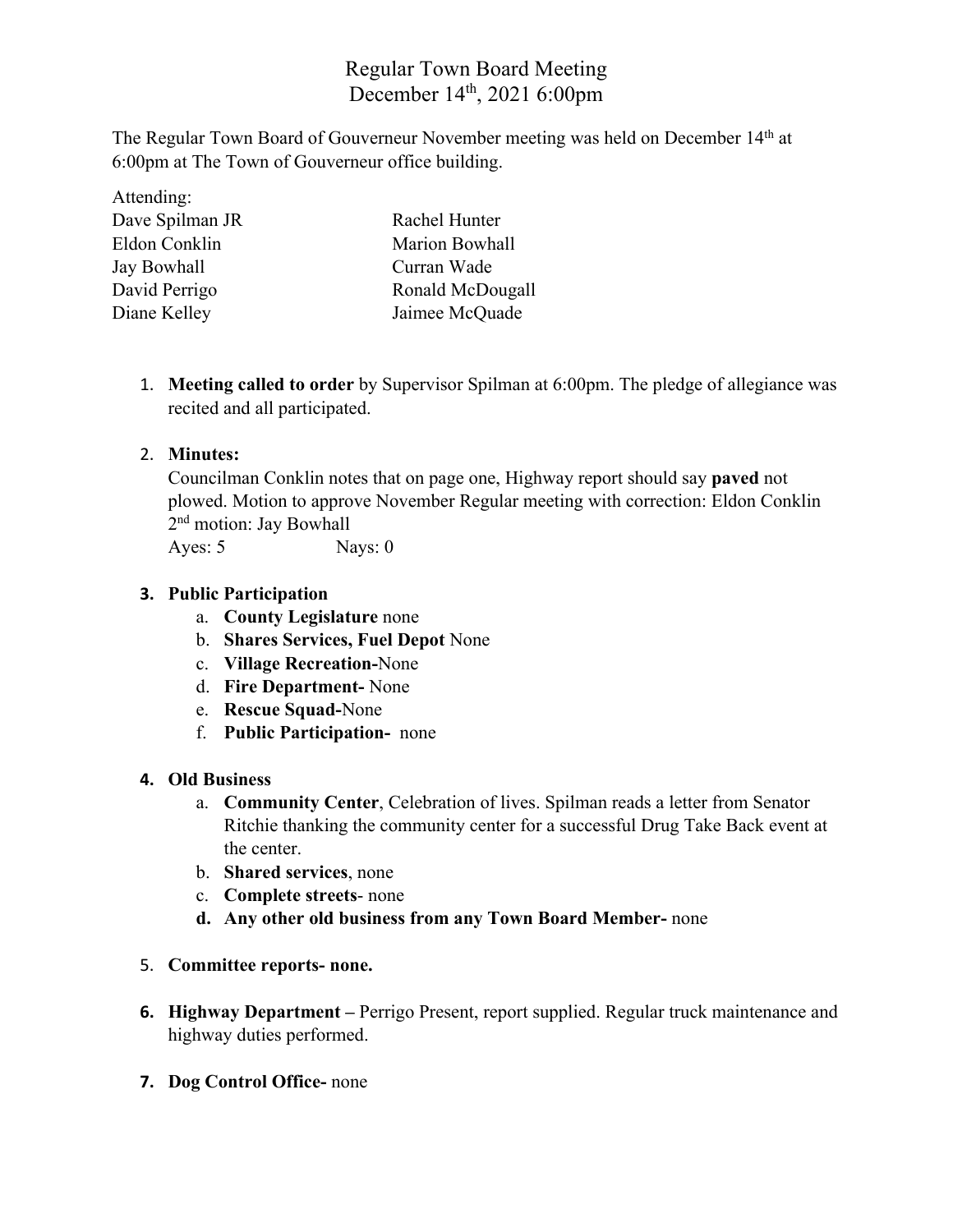# Regular Town Board Meeting
## December 14th, 2021 6:00pm

The Regular Town Board of Gouverneur November meeting was held on December 14th at 6:00pm at The Town of Gouverneur office building.

Attending:

| | |
|---|---|
| Dave Spilman JR | Rachel Hunter |
| Eldon Conklin | Marion Bowhall |
| Jay Bowhall | Curran Wade |
| David Perrigo | Ronald McDougall |
| Diane Kelley | Jaimee McQuade |

1. **Meeting called to order** by Supervisor Spilman at 6:00pm. The pledge of allegiance was recited and all participated.

2. **Minutes:**
   Councilman Conklin notes that on page one, Highway report should say **paved** not plowed. Motion to approve November Regular meeting with correction: Eldon Conklin
   2nd motion: Jay Bowhall
   Ayes: 5 Nays: 0

3. **Public Participation**
   a. **County Legislature** none
   b. **Shares Services, Fuel Depot** None
   c. **Village Recreation-**None
   d. **Fire Department-** None
   e. **Rescue Squad-**None
   f. **Public Participation-** none

4. **Old Business**
   a. **Community Center**, Celebration of lives. Spilman reads a letter from Senator Ritchie thanking the community center for a successful Drug Take Back event at the center.
   b. **Shared services**, none
   c. **Complete streets**- none
   d. **Any other old business from any Town Board Member-** none

5. **Committee reports- none.**

6. **Highway Department –** Perrigo Present, report supplied. Regular truck maintenance and highway duties performed.

7. **Dog Control Office-** none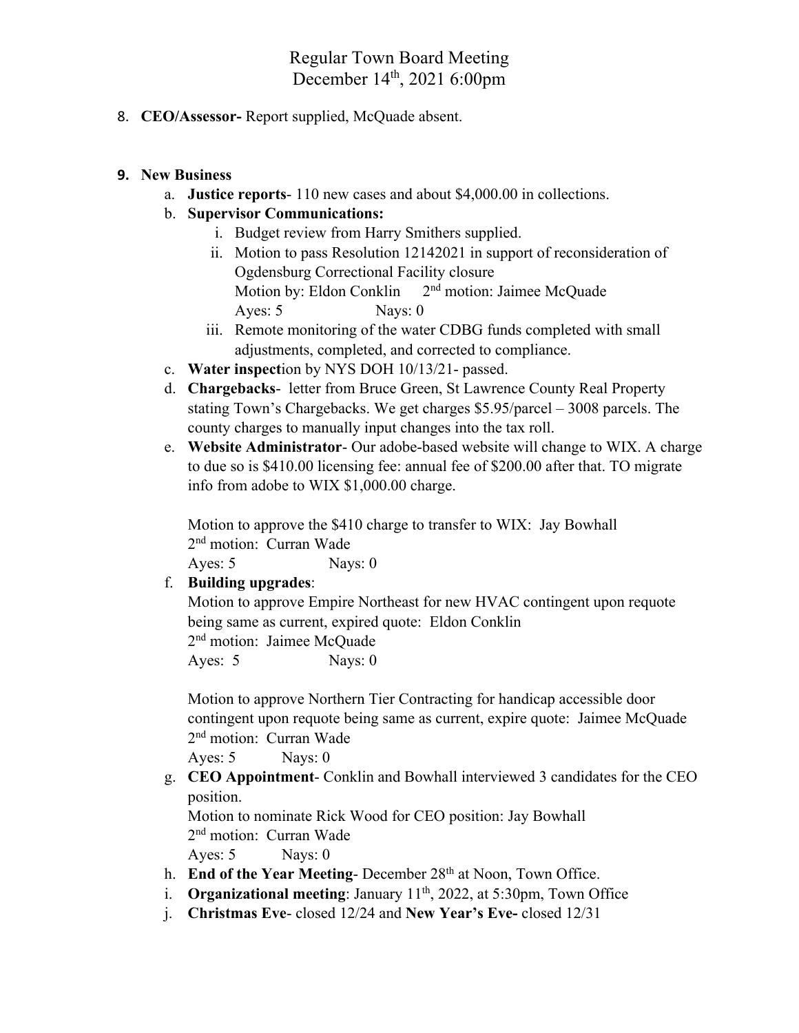# Regular Town Board Meeting
## December 14th, 2021 6:00pm

8. **CEO/Assessor-** Report supplied, McQuade absent.

9. **New Business**
   a. **Justice reports**- 110 new cases and about $4,000.00 in collections.
   b. **Supervisor Communications:**
      i. Budget review from Harry Smithers supplied.
      ii. Motion to pass Resolution 12142021 in support of reconsideration of Ogdensburg Correctional Facility closure
      Motion by: Eldon Conklin 2nd motion: Jaimee McQuade
      Ayes: 5 Nays: 0
      iii. Remote monitoring of the water CDBG funds completed with small adjustments, completed, and corrected to compliance.
   c. **Water inspect**ion by NYS DOH 10/13/21- passed.
   d. **Chargebacks**- letter from Bruce Green, St Lawrence County Real Property stating Town's Chargebacks. We get charges $5.95/parcel – 3008 parcels. The county charges to manually input changes into the tax roll.
   e. **Website Administrator**- Our adobe-based website will change to WIX. A charge to due so is $410.00 licensing fee: annual fee of $200.00 after that. TO migrate info from adobe to WIX $1,000.00 charge.

      Motion to approve the $410 charge to transfer to WIX: Jay Bowhall
      2nd motion: Curran Wade
      Ayes: 5 Nays: 0
   f. **Building upgrades**:
      Motion to approve Empire Northeast for new HVAC contingent upon requote being same as current, expired quote: Eldon Conklin
      2nd motion: Jaimee McQuade
      Ayes: 5 Nays: 0

      Motion to approve Northern Tier Contracting for handicap accessible door contingent upon requote being same as current, expire quote: Jaimee McQuade
      2nd motion: Curran Wade
      Ayes: 5 Nays: 0
   g. **CEO Appointment**- Conklin and Bowhall interviewed 3 candidates for the CEO position.
      Motion to nominate Rick Wood for CEO position: Jay Bowhall
      2nd motion: Curran Wade
      Ayes: 5 Nays: 0
   h. **End of the Year Meeting**- December 28th at Noon, Town Office.
   i. **Organizational meeting**: January 11th, 2022, at 5:30pm, Town Office
   j. **Christmas Eve**- closed 12/24 and **New Year's Eve-** closed 12/31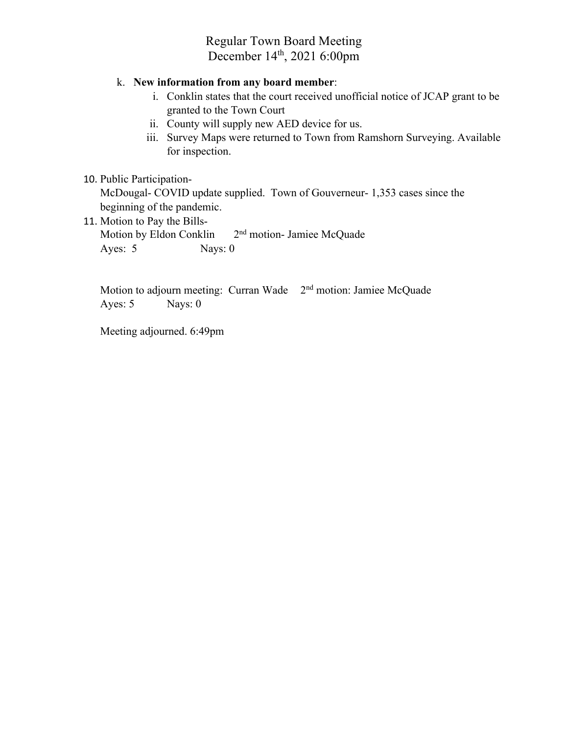k. **New information from any board member**:

   i. Conklin states that the court received unofficial notice of JCAP grant to be granted to the Town Court

   ii. County will supply new AED device for us.

   iii. Survey Maps were returned to Town from Ramshorn Surveying. Available for inspection.

10. Public Participation-

    McDougal- COVID update supplied. Town of Gouverneur- 1,353 cases since the beginning of the pandemic.

11. Motion to Pay the Bills-

    Motion by Eldon Conklin 2nd motion- Jamiee McQuade

    Ayes: 5 Nays: 0

Motion to adjourn meeting: Curran Wade 2nd motion: Jamiee McQuade

Ayes: 5 Nays: 0

Meeting adjourned. 6:49pm